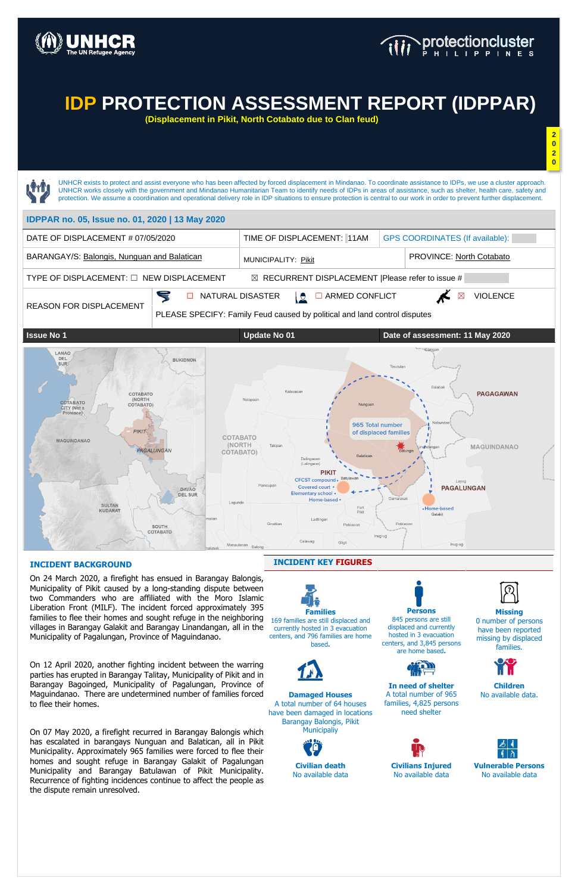UNHCR The UN Refugee Agency

protectioncluster PHILIPPINES

# IDP PROTECTION ASSESSMENT REPORT (IDPPAR)

**(Displacement in Pikit, North Cotabato due to Clan feud)**

2020

UNHCR exists to protect and assist everyone who has been affected by forced displacement in Mindanao. To coordinate assistance to IDPs, we use a cluster approach. UNHCR works closely with the government and Mindanao Humanitarian Team to identify needs of IDPs in areas of assistance, such as shelter, health care, safety and protection. We assume a coordination and operational delivery role in IDP situations to ensure protection is central to our work in order to prevent further displacement.

**IDPPAR no. 05, Issue no. 01, 2020 | 13 May 2020**

| | | |
|---|---|---|
| DATE OF DISPLACEMENT # 07/05/2020 | TIME OF DISPLACEMENT: 11AM | GPS COORDINATES (If available): |
| BARANGAY/S: Balongis, Nunguan and Balatican | MUNICIPALITY: Pikit | PROVINCE: North Cotabato |
| TYPE OF DISPLACEMENT: ☐ NEW DISPLACEMENT | ☒ RECURRENT DISPLACEMENT \|Please refer to issue # | |
| REASON FOR DISPLACEMENT | ☐ NATURAL DISASTER ☐ ARMED CONFLICT ☒ VIOLENCE<br>PLEASE SPECIFY: Family Feud caused by political and land control disputes | |

| Issue No 1 | Update No 01 | Date of assessment: 11 May 2020 |
|---|---|---|

## INCIDENT BACKGROUND

On 24 March 2020, a firefight has ensued in Barangay Balongis, Municipality of Pikit caused by a long-standing dispute between two Commanders who are affiliated with the Moro Islamic Liberation Front (MILF). The incident forced approximately 395 families to flee their homes and sought refuge in the neighboring villages in Barangay Galakit and Barangay Linandangan, all in the Municipality of Pagalungan, Province of Maguindanao.

On 12 April 2020, another fighting incident between the warring parties has erupted in Barangay Talitay, Municipality of Pikit and in Barangay Bagoinged, Municipality of Pagalungan, Province of Maguindanao. There are undetermined number of families forced to flee their homes.

On 07 May 2020, a firefight recurred in Barangay Balongis which has escalated in barangays Nunguan and Balatican, all in Pikit Municipality. Approximately 965 families were forced to flee their homes and sought refuge in Barangay Galakit of Pagalungan Municipality and Barangay Batulawan of Pikit Municipality. Recurrence of fighting incidences continue to affect the people as the dispute remain unresolved.

## INCIDENT KEY FIGURES

**Families**
169 families are still displaced and currently hosted in 3 evacuation centers, and 796 families are home based.

**Persons**
845 persons are still displaced and currently hosted in 3 evacuation centers, and 3,845 persons are home based.

**Missing**
0 number of persons have been reported missing by displaced families.

**Damaged Houses**
A total number of 64 houses have been damaged in locations Barangay Balongis, Pikit Municipaliy

**In need of shelter**
A total number of 965 families, 4,825 persons need shelter

**Children**
No available data.

**Civilian death**
No available data

**Civilians Injured**
No available data

**Vulnerable Persons**
No available data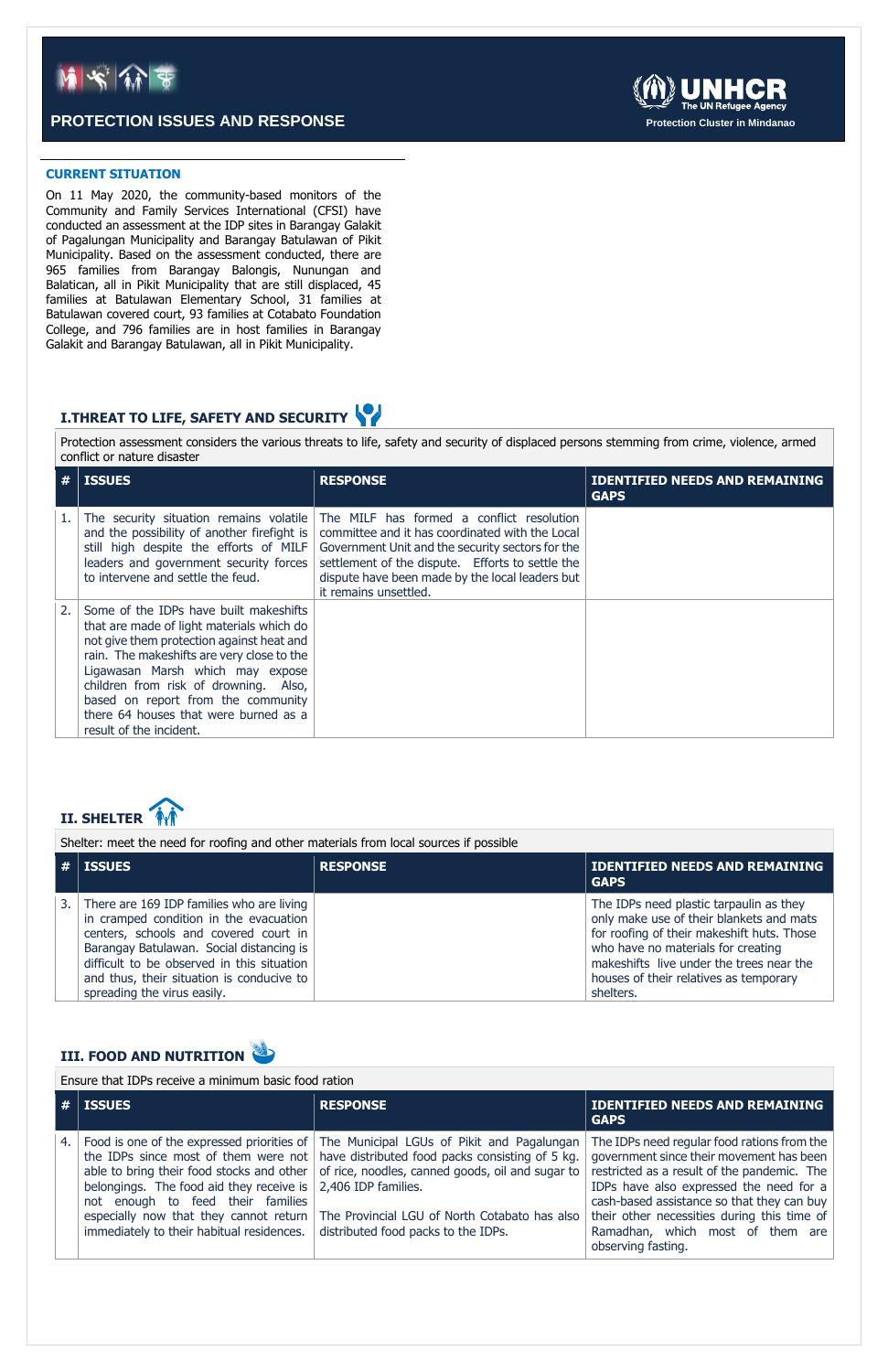## PROTECTION ISSUES AND RESPONSE

**UNHCR** The UN Refugee Agency
Protection Cluster in Mindanao

### CURRENT SITUATION

On 11 May 2020, the community-based monitors of the Community and Family Services International (CFSI) have conducted an assessment at the IDP sites in Barangay Galakit of Pagalungan Municipality and Barangay Batulawan of Pikit Municipality. Based on the assessment conducted, there are 965 families from Barangay Balongis, Nunungan and Balatican, all in Pikit Municipality that are still displaced, 45 families at Batulawan Elementary School, 31 families at Batulawan covered court, 93 families at Cotabato Foundation College, and 796 families are in host families in Barangay Galakit and Barangay Batulawan, all in Pikit Municipality.

### I.THREAT TO LIFE, SAFETY AND SECURITY

Protection assessment considers the various threats to life, safety and security of displaced persons stemming from crime, violence, armed conflict or nature disaster

| # | ISSUES | RESPONSE | IDENTIFIED NEEDS AND REMAINING GAPS |
|---|---|---|---|
| 1. | The security situation remains volatile and the possibility of another firefight is still high despite the efforts of MILF leaders and government security forces to intervene and settle the feud. | The MILF has formed a conflict resolution committee and it has coordinated with the Local Government Unit and the security sectors for the settlement of the dispute. Efforts to settle the dispute have been made by the local leaders but it remains unsettled. | |
| 2. | Some of the IDPs have built makeshifts that are made of light materials which do not give them protection against heat and rain. The makeshifts are very close to the Ligawasan Marsh which may expose children from risk of drowning. Also, based on report from the community there 64 houses that were burned as a result of the incident. | | |

### II. SHELTER

Shelter: meet the need for roofing and other materials from local sources if possible

| # | ISSUES | RESPONSE | IDENTIFIED NEEDS AND REMAINING GAPS |
|---|---|---|---|
| 3. | There are 169 IDP families who are living in cramped condition in the evacuation centers, schools and covered court in Barangay Batulawan. Social distancing is difficult to be observed in this situation and thus, their situation is conducive to spreading the virus easily. | | The IDPs need plastic tarpaulin as they only make use of their blankets and mats for roofing of their makeshift huts. Those who have no materials for creating makeshifts live under the trees near the houses of their relatives as temporary shelters. |

### III. FOOD AND NUTRITION

Ensure that IDPs receive a minimum basic food ration

| # | ISSUES | RESPONSE | IDENTIFIED NEEDS AND REMAINING GAPS |
|---|---|---|---|
| 4. | Food is one of the expressed priorities of the IDPs since most of them were not able to bring their food stocks and other belongings. The food aid they receive is not enough to feed their families especially now that they cannot return immediately to their habitual residences. | The Municipal LGUs of Pikit and Pagalungan have distributed food packs consisting of 5 kg. of rice, noodles, canned goods, oil and sugar to 2,406 IDP families.<br><br>The Provincial LGU of North Cotabato has also distributed food packs to the IDPs. | The IDPs need regular food rations from the government since their movement has been restricted as a result of the pandemic. The IDPs have also expressed the need for a cash-based assistance so that they can buy their other necessities during this time of Ramadhan, which most of them are observing fasting. |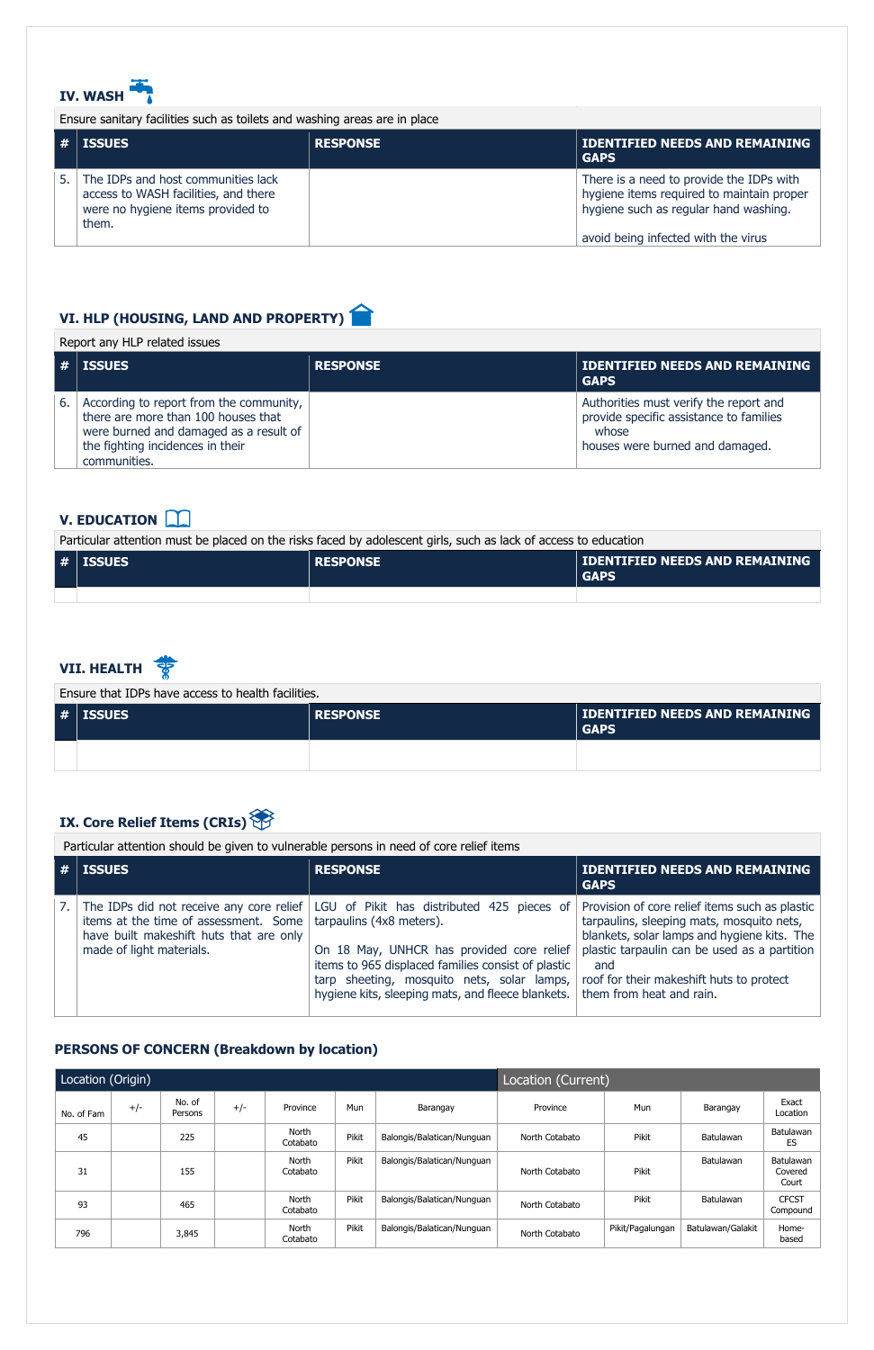## IV. WASH

Ensure sanitary facilities such as toilets and washing areas are in place

| # | ISSUES | RESPONSE | IDENTIFIED NEEDS AND REMAINING GAPS |
|---|---|---|---|
| 5. | The IDPs and host communities lack access to WASH facilities, and there were no hygiene items provided to them. | | There is a need to provide the IDPs with hygiene items required to maintain proper hygiene such as regular hand washing.<br><br>avoid being infected with the virus |

## VI. HLP (HOUSING, LAND AND PROPERTY)

Report any HLP related issues

| # | ISSUES | RESPONSE | IDENTIFIED NEEDS AND REMAINING GAPS |
|---|---|---|---|
| 6. | According to report from the community, there are more than 100 houses that were burned and damaged as a result of the fighting incidences in their communities. | | Authorities must verify the report and provide specific assistance to families whose houses were burned and damaged. |

## V. EDUCATION

Particular attention must be placed on the risks faced by adolescent girls, such as lack of access to education

| # | ISSUES | RESPONSE | IDENTIFIED NEEDS AND REMAINING GAPS |
|---|---|---|---|
| | | | |

## VII. HEALTH

Ensure that IDPs have access to health facilities.

| # | ISSUES | RESPONSE | IDENTIFIED NEEDS AND REMAINING GAPS |
|---|---|---|---|
| | | | |

## IX. Core Relief Items (CRIs)

Particular attention should be given to vulnerable persons in need of core relief items

| # | ISSUES | RESPONSE | IDENTIFIED NEEDS AND REMAINING GAPS |
|---|---|---|---|
| 7. | The IDPs did not receive any core relief items at the time of assessment. Some have built makeshift huts that are only made of light materials. | LGU of Pikit has distributed 425 pieces of tarpaulins (4x8 meters).<br><br>On 18 May, UNHCR has provided core relief items to 965 displaced families consist of plastic tarp sheeting, mosquito nets, solar lamps, hygiene kits, sleeping mats, and fleece blankets. | Provision of core relief items such as plastic tarpaulins, sleeping mats, mosquito nets, blankets, solar lamps and hygiene kits. The plastic tarpaulin can be used as a partition and roof for their makeshift huts to protect them from heat and rain. |

## PERSONS OF CONCERN (Breakdown by location)

| Location (Origin) | | | | | | | Location (Current) | | | |
|---|---|---|---|---|---|---|---|---|---|---|
| No. of Fam | +/- | No. of Persons | +/- | Province | Mun | Barangay | Province | Mun | Barangay | Exact Location |
| 45 | | 225 | | North Cotabato | Pikit | Balongis/Balatican/Nunguan | North Cotabato | Pikit | Batulawan | Batulawan ES |
| 31 | | 155 | | North Cotabato | Pikit | Balongis/Balatican/Nunguan | North Cotabato | Pikit | Batulawan | Batulawan Covered Court |
| 93 | | 465 | | North Cotabato | Pikit | Balongis/Balatican/Nunguan | North Cotabato | Pikit | Batulawan | CFCST Compound |
| 796 | | 3,845 | | North Cotabato | Pikit | Balongis/Balatican/Nunguan | North Cotabato | Pikit/Pagalungan | Batulawan/Galakit | Home-based |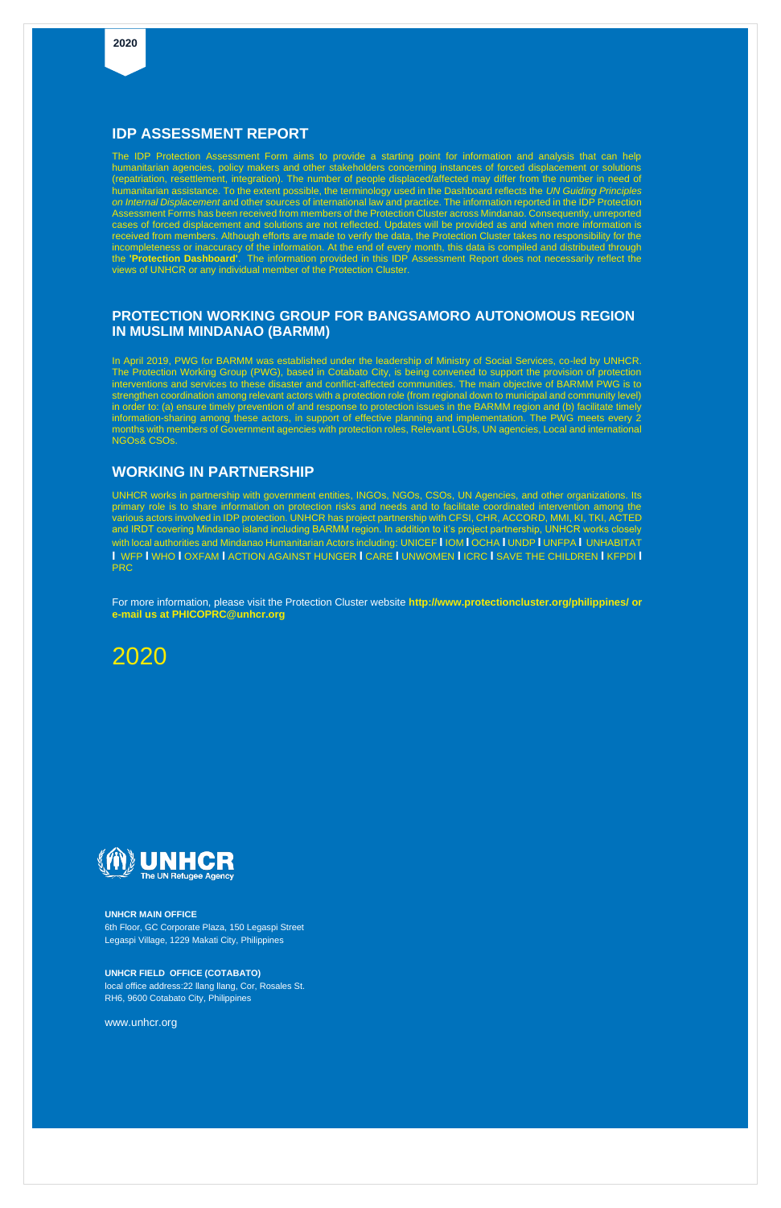2020

## IDP ASSESSMENT REPORT

The IDP Protection Assessment Form aims to provide a starting point for information and analysis that can help humanitarian agencies, policy makers and other stakeholders concerning instances of forced displacement or solutions (repatriation, resettlement, integration). The number of people displaced/affected may differ from the number in need of humanitarian assistance. To the extent possible, the terminology used in the Dashboard reflects the *UN Guiding Principles on Internal Displacement* and other sources of international law and practice. The information reported in the IDP Protection Assessment Forms has been received from members of the Protection Cluster across Mindanao. Consequently, unreported cases of forced displacement and solutions are not reflected. Updates will be provided as and when more information is received from members. Although efforts are made to verify the data, the Protection Cluster takes no responsibility for the incompleteness or inaccuracy of the information. At the end of every month, this data is compiled and distributed through the **'Protection Dashboard'**. The information provided in this IDP Assessment Report does not necessarily reflect the views of UNHCR or any individual member of the Protection Cluster.

## PROTECTION WORKING GROUP FOR BANGSAMORO AUTONOMOUS REGION IN MUSLIM MINDANAO (BARMM)

In April 2019, PWG for BARMM was established under the leadership of Ministry of Social Services, co-led by UNHCR. The Protection Working Group (PWG), based in Cotabato City, is being convened to support the provision of protection interventions and services to these disaster and conflict-affected communities. The main objective of BARMM PWG is to strengthen coordination among relevant actors with a protection role (from regional down to municipal and community level) in order to: (a) ensure timely prevention of and response to protection issues in the BARMM region and (b) facilitate timely information-sharing among these actors, in support of effective planning and implementation. The PWG meets every 2 months with members of Government agencies with protection roles, Relevant LGUs, UN agencies, Local and international NGOs& CSOs.

## WORKING IN PARTNERSHIP

UNHCR works in partnership with government entities, INGOs, NGOs, CSOs, UN Agencies, and other organizations. Its primary role is to share information on protection risks and needs and to facilitate coordinated intervention among the various actors involved in IDP protection. UNHCR has project partnership with CFSI, CHR, ACCORD, MMI, KI, TKI, ACTED and IRDT covering Mindanao island including BARMM region. In addition to it's project partnership, UNHCR works closely with local authorities and Mindanao Humanitarian Actors including: UNICEF I IOM I OCHA I UNDP I UNFPA I UNHABITAT I WFP I WHO I OXFAM I ACTION AGAINST HUNGER I CARE I UNWOMEN I ICRC I SAVE THE CHILDREN I KFPDI I PRC

For more information, please visit the Protection Cluster website **http://www.protectioncluster.org/philippines/ or e-mail us at PHICOPRC@unhcr.org**

2020

UNHCR The UN Refugee Agency

**UNHCR MAIN OFFICE**
6th Floor, GC Corporate Plaza, 150 Legaspi Street
Legaspi Village, 1229 Makati City, Philippines

**UNHCR FIELD OFFICE (COTABATO)**
local office address:22 llang llang, Cor, Rosales St.
RH6, 9600 Cotabato City, Philippines

www.unhcr.org